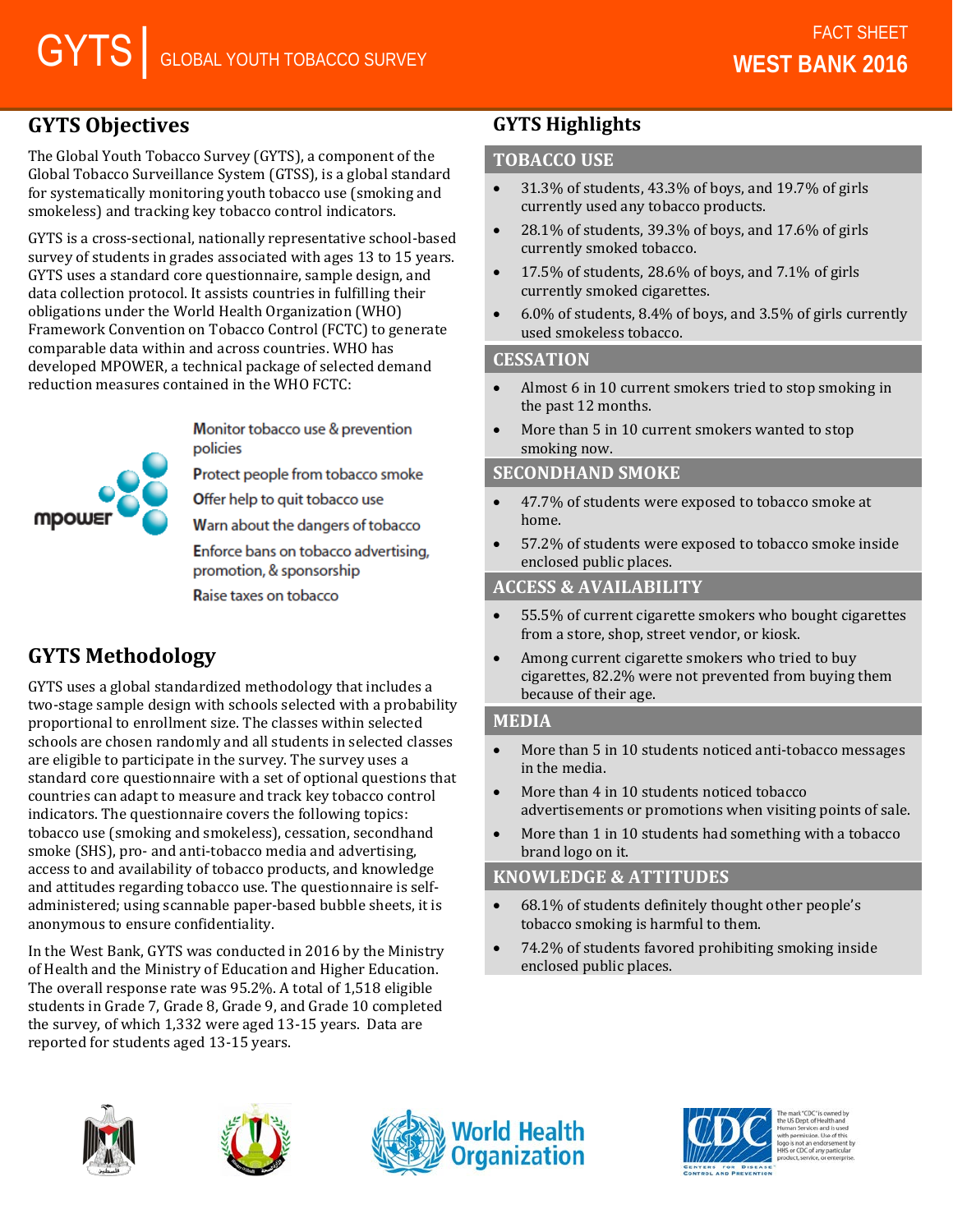# GYTS | GLOBAL YOUTH TOBACCO SURVEY

FACT SHEET

**WEST BANK 2016**

## GYTS Objectives

The Global Youth Tobacco Survey (GYTS), a component of the Global Tobacco Surveillance System (GTSS), is a global standard for systematically monitoring youth tobacco use (smoking and smokeless) and tracking key tobacco control indicators.

GYTS is a cross-sectional, nationally representative school-based survey of students in grades associated with ages 13 to 15 years. GYTS uses a standard core questionnaire, sample design, and data collection protocol. It assists countries in fulfilling their obligations under the World Health Organization (WHO) Framework Convention on Tobacco Control (FCTC) to generate comparable data within and across countries. WHO has developed MPOWER, a technical package of selected demand reduction measures contained in the WHO FCTC:

mpower

- Monitor tobacco use & prevention policies
- Protect people from tobacco smoke
- Offer help to quit tobacco use
- Warn about the dangers of tobacco
- Enforce bans on tobacco advertising, promotion, & sponsorship
- Raise taxes on tobacco

## GYTS Methodology

GYTS uses a global standardized methodology that includes a two-stage sample design with schools selected with a probability proportional to enrollment size. The classes within selected schools are chosen randomly and all students in selected classes are eligible to participate in the survey. The survey uses a standard core questionnaire with a set of optional questions that countries can adapt to measure and track key tobacco control indicators. The questionnaire covers the following topics: tobacco use (smoking and smokeless), cessation, secondhand smoke (SHS), pro- and anti-tobacco media and advertising, access to and availability of tobacco products, and knowledge and attitudes regarding tobacco use. The questionnaire is self-administered; using scannable paper-based bubble sheets, it is anonymous to ensure confidentiality.

In the West Bank, GYTS was conducted in 2016 by the Ministry of Health and the Ministry of Education and Higher Education. The overall response rate was 95.2%. A total of 1,518 eligible students in Grade 7, Grade 8, Grade 9, and Grade 10 completed the survey, of which 1,332 were aged 13-15 years. Data are reported for students aged 13-15 years.

## GYTS Highlights

### TOBACCO USE

- 31.3% of students, 43.3% of boys, and 19.7% of girls currently used any tobacco products.
- 28.1% of students, 39.3% of boys, and 17.6% of girls currently smoked tobacco.
- 17.5% of students, 28.6% of boys, and 7.1% of girls currently smoked cigarettes.
- 6.0% of students, 8.4% of boys, and 3.5% of girls currently used smokeless tobacco.

### CESSATION

- Almost 6 in 10 current smokers tried to stop smoking in the past 12 months.
- More than 5 in 10 current smokers wanted to stop smoking now.

### SECONDHAND SMOKE

- 47.7% of students were exposed to tobacco smoke at home.
- 57.2% of students were exposed to tobacco smoke inside enclosed public places.

### ACCESS & AVAILABILITY

- 55.5% of current cigarette smokers who bought cigarettes from a store, shop, street vendor, or kiosk.
- Among current cigarette smokers who tried to buy cigarettes, 82.2% were not prevented from buying them because of their age.

### MEDIA

- More than 5 in 10 students noticed anti-tobacco messages in the media.
- More than 4 in 10 students noticed tobacco advertisements or promotions when visiting points of sale.
- More than 1 in 10 students had something with a tobacco brand logo on it.

### KNOWLEDGE & ATTITUDES

- 68.1% of students definitely thought other people's tobacco smoking is harmful to them.
- 74.2% of students favored prohibiting smoking inside enclosed public places.

World Health Organization

CDC — Centers for Disease Control and Prevention. The mark "CDC" is owned by the US Dept. of Health and Human Services and is used with permission. Use of this logo is not an endorsement by HHS or CDC of any particular product, service, or enterprise.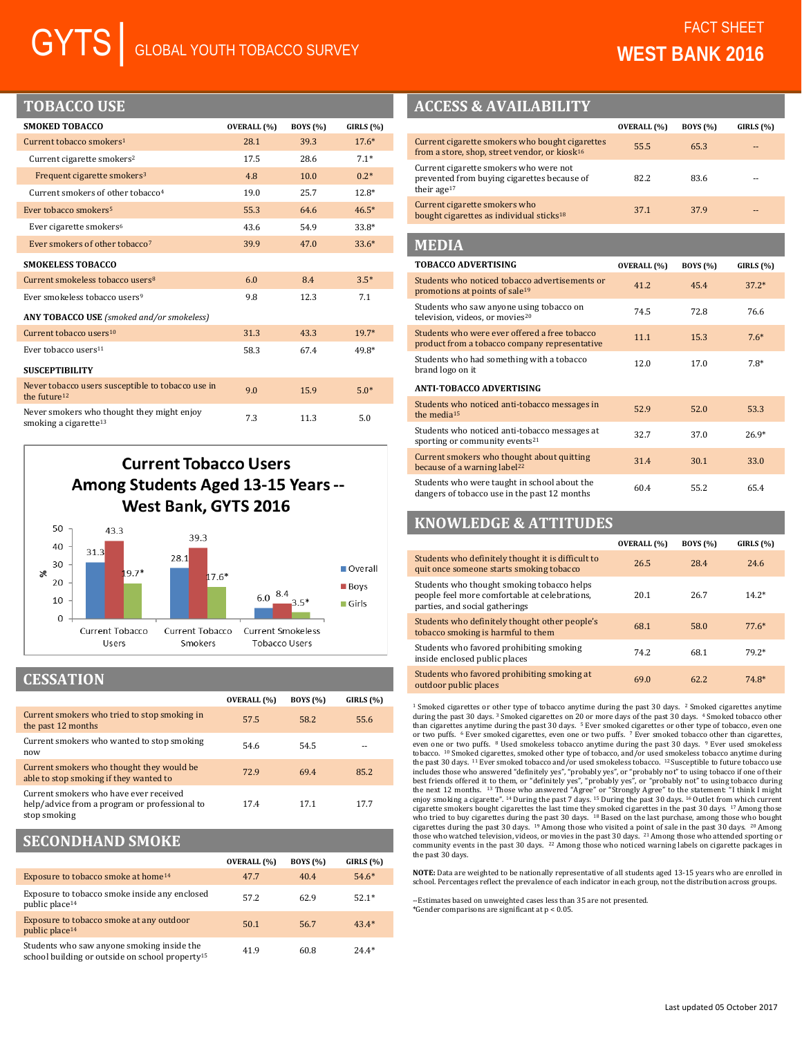# GYTS | GLOBAL YOUTH TOBACCO SURVEY

FACT SHEET
**WEST BANK 2016**

## TOBACCO USE

| SMOKED TOBACCO | OVERALL (%) | BOYS (%) | GIRLS (%) |
|---|---|---|---|
| Current tobacco smokers[1] | 28.1 | 39.3 | 17.6* |
| Current cigarette smokers[2] | 17.5 | 28.6 | 7.1* |
| Frequent cigarette smokers[3] | 4.8 | 10.0 | 0.2* |
| Current smokers of other tobacco[4] | 19.0 | 25.7 | 12.8* |
| Ever tobacco smokers[5] | 55.3 | 64.6 | 46.5* |
| Ever cigarette smokers[6] | 43.6 | 54.9 | 33.8* |
| Ever smokers of other tobacco[7] | 39.9 | 47.0 | 33.6* |
| **SMOKELESS TOBACCO** | | | |
| Current smokeless tobacco users[8] | 6.0 | 8.4 | 3.5* |
| Ever smokeless tobacco users[9] | 9.8 | 12.3 | 7.1 |
| **ANY TOBACCO USE** *(smoked and/or smokeless)* | | | |
| Current tobacco users[10] | 31.3 | 43.3 | 19.7* |
| Ever tobacco users[11] | 58.3 | 67.4 | 49.8* |
| **SUSCEPTIBILITY** | | | |
| Never tobacco users susceptible to tobacco use in the future[12] | 9.0 | 15.9 | 5.0* |
| Never smokers who thought they might enjoy smoking a cigarette[13] | 7.3 | 11.3 | 5.0 |

**Current Tobacco Users Among Students Aged 13-15 Years -- West Bank, GYTS 2016**

50
40
30
20
10
0
%

43.3
31.3
19.7*
39.3
28.1
17.6*
6.0
8.4
3.5*

Current Tobacco Users
Current Tobacco Smokers
Current Smokeless Tobacco Users

Overall
Boys
Girls

## CESSATION

| | OVERALL (%) | BOYS (%) | GIRLS (%) |
|---|---|---|---|
| Current smokers who tried to stop smoking in the past 12 months | 57.5 | 58.2 | 55.6 |
| Current smokers who wanted to stop smoking now | 54.6 | 54.5 | -- |
| Current smokers who thought they would be able to stop smoking if they wanted to | 72.9 | 69.4 | 85.2 |
| Current smokers who have ever received help/advice from a program or professional to stop smoking | 17.4 | 17.1 | 17.7 |

## SECONDHAND SMOKE

| | OVERALL (%) | BOYS (%) | GIRLS (%) |
|---|---|---|---|
| Exposure to tobacco smoke at home[14] | 47.7 | 40.4 | 54.6* |
| Exposure to tobacco smoke inside any enclosed public place[14] | 57.2 | 62.9 | 52.1* |
| Exposure to tobacco smoke at any outdoor public place[14] | 50.1 | 56.7 | 43.4* |
| Students who saw anyone smoking inside the school building or outside on school property[15] | 41.9 | 60.8 | 24.4* |

## ACCESS & AVAILABILITY

| | OVERALL (%) | BOYS (%) | GIRLS (%) |
|---|---|---|---|
| Current cigarette smokers who bought cigarettes from a store, shop, street vendor, or kiosk[16] | 55.5 | 65.3 | -- |
| Current cigarette smokers who were not prevented from buying cigarettes because of their age[17] | 82.2 | 83.6 | -- |
| Current cigarette smokers who bought cigarettes as individual sticks[18] | 37.1 | 37.9 | -- |

## MEDIA

| TOBACCO ADVERTISING | OVERALL (%) | BOYS (%) | GIRLS (%) |
|---|---|---|---|
| Students who noticed tobacco advertisements or promotions at points of sale[19] | 41.2 | 45.4 | 37.2* |
| Students who saw anyone using tobacco on television, videos, or movies[20] | 74.5 | 72.8 | 76.6 |
| Students who were ever offered a free tobacco product from a tobacco company representative | 11.1 | 15.3 | 7.6* |
| Students who had something with a tobacco brand logo on it | 12.0 | 17.0 | 7.8* |
| **ANTI-TOBACCO ADVERTISING** | | | |
| Students who noticed anti-tobacco messages in the media[15] | 52.9 | 52.0 | 53.3 |
| Students who noticed anti-tobacco messages at sporting or community events[21] | 32.7 | 37.0 | 26.9* |
| Current smokers who thought about quitting because of a warning label[22] | 31.4 | 30.1 | 33.0 |
| Students who were taught in school about the dangers of tobacco use in the past 12 months | 60.4 | 55.2 | 65.4 |

## KNOWLEDGE & ATTITUDES

| | OVERALL (%) | BOYS (%) | GIRLS (%) |
|---|---|---|---|
| Students who definitely thought it is difficult to quit once someone starts smoking tobacco | 26.5 | 28.4 | 24.6 |
| Students who thought smoking tobacco helps people feel more comfortable at celebrations, parties, and social gatherings | 20.1 | 26.7 | 14.2* |
| Students who definitely thought other people's tobacco smoking is harmful to them | 68.1 | 58.0 | 77.6* |
| Students who favored prohibiting smoking inside enclosed public places | 74.2 | 68.1 | 79.2* |
| Students who favored prohibiting smoking at outdoor public places | 69.0 | 62.2 | 74.8* |

[1] Smoked cigarettes or other type of tobacco anytime during the past 30 days. [2] Smoked cigarettes anytime during the past 30 days. [3] Smoked cigarettes on 20 or more days of the past 30 days. [4] Smoked tobacco other than cigarettes anytime during the past 30 days. [5] Ever smoked cigarettes or other type of tobacco, even one or two puffs. [6] Ever smoked cigarettes, even one or two puffs. [7] Ever smoked tobacco other than cigarettes, even one or two puffs. [8] Used smokeless tobacco anytime during the past 30 days. [9] Ever used smokeless tobacco. [10] Smoked cigarettes, smoked other type of tobacco, and/or used smokeless tobacco anytime during the past 30 days. [11] Ever smoked tobacco and/or used smokeless tobacco. [12] Susceptible to future tobacco use includes those who answered "definitely yes", "probably yes", or "probably not" to using tobacco if one of their best friends offered it to them, or "definitely yes", "probably yes", or "probably not" to using tobacco during the next 12 months. [13] Those who answered "Agree" or "Strongly Agree" to the statement: "I think I might enjoy smoking a cigarette". [14] During the past 7 days. [15] During the past 30 days. [16] Outlet from which current cigarette smokers bought cigarettes the last time they smoked cigarettes in the past 30 days. [17] Among those who tried to buy cigarettes during the past 30 days. [18] Based on the last purchase, among those who bought cigarettes during the past 30 days. [19] Among those who visited a point of sale in the past 30 days. [20] Among those who watched television, videos, or movies in the past 30 days. [21] Among those who attended sporting or community events in the past 30 days. [22] Among those who noticed warning labels on cigarette packages in the past 30 days.

**NOTE:** Data are weighted to be nationally representative of all students aged 13-15 years who are enrolled in school. Percentages reflect the prevalence of each indicator in each group, not the distribution across groups.

--Estimates based on unweighted cases less than 35 are not presented.
*Gender comparisons are significant at $p < 0.05$.

Last updated 05 October 2017